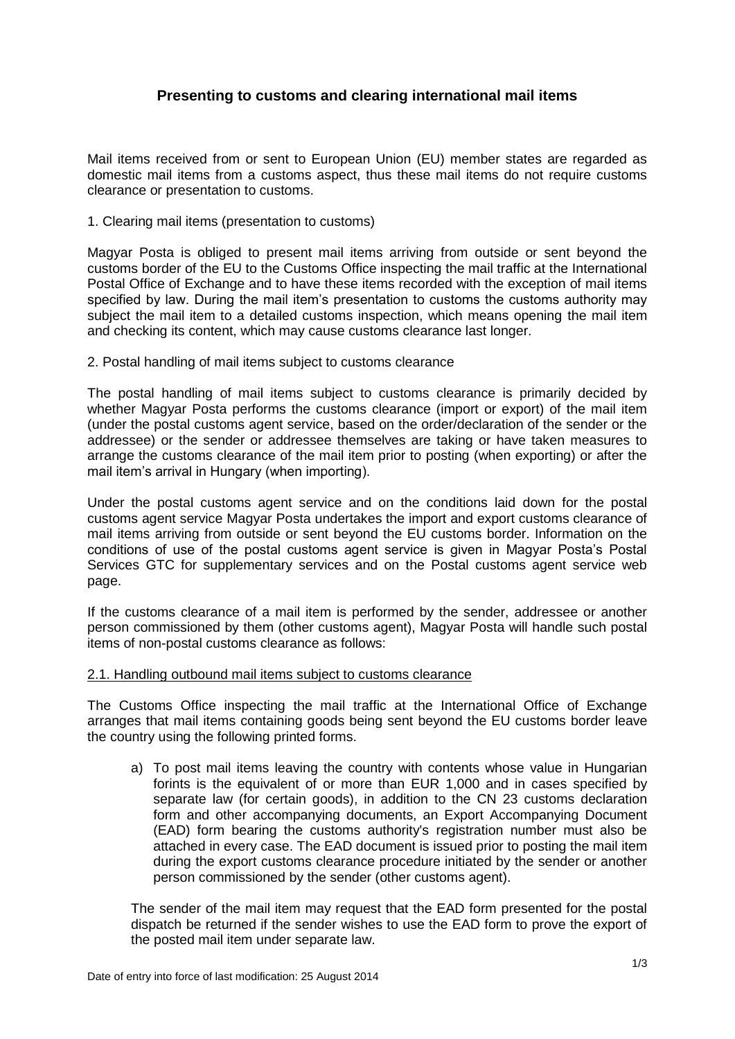# Presenting to customs and clearing international mail items

Mail items received from or sent to European Union (EU) member states are regarded as domestic mail items from a customs aspect, thus these mail items do not require customs clearance or presentation to customs.

1. Clearing mail items (presentation to customs)

Magyar Posta is obliged to present mail items arriving from outside or sent beyond the customs border of the EU to the Customs Office inspecting the mail traffic at the International Postal Office of Exchange and to have these items recorded with the exception of mail items specified by law. During the mail item's presentation to customs the customs authority may subject the mail item to a detailed customs inspection, which means opening the mail item and checking its content, which may cause customs clearance last longer.

2. Postal handling of mail items subject to customs clearance

The postal handling of mail items subject to customs clearance is primarily decided by whether Magyar Posta performs the customs clearance (import or export) of the mail item (under the postal customs agent service, based on the order/declaration of the sender or the addressee) or the sender or addressee themselves are taking or have taken measures to arrange the customs clearance of the mail item prior to posting (when exporting) or after the mail item's arrival in Hungary (when importing).

Under the postal customs agent service and on the conditions laid down for the postal customs agent service Magyar Posta undertakes the import and export customs clearance of mail items arriving from outside or sent beyond the EU customs border. Information on the conditions of use of the postal customs agent service is given in Magyar Posta's Postal Services GTC for supplementary services and on the Postal customs agent service web page.

If the customs clearance of a mail item is performed by the sender, addressee or another person commissioned by them (other customs agent), Magyar Posta will handle such postal items of non-postal customs clearance as follows:

<u>2.1. Handling outbound mail items subject to customs clearance</u>

The Customs Office inspecting the mail traffic at the International Office of Exchange arranges that mail items containing goods being sent beyond the EU customs border leave the country using the following printed forms.

a) To post mail items leaving the country with contents whose value in Hungarian forints is the equivalent of or more than EUR 1,000 and in cases specified by separate law (for certain goods), in addition to the CN 23 customs declaration form and other accompanying documents, an Export Accompanying Document (EAD) form bearing the customs authority's registration number must also be attached in every case. The EAD document is issued prior to posting the mail item during the export customs clearance procedure initiated by the sender or another person commissioned by the sender (other customs agent).

The sender of the mail item may request that the EAD form presented for the postal dispatch be returned if the sender wishes to use the EAD form to prove the export of the posted mail item under separate law.

Date of entry into force of last modification: 25 August 2014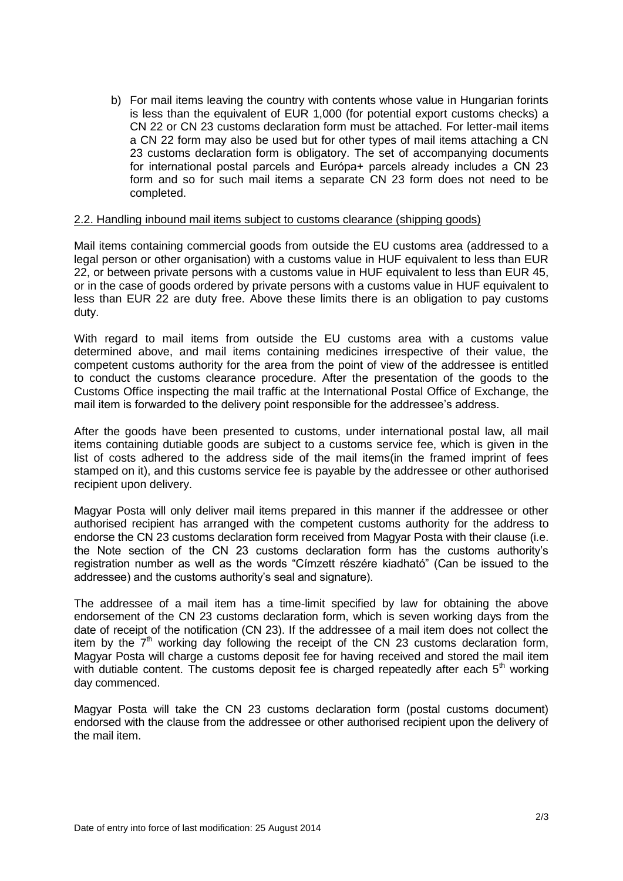b) For mail items leaving the country with contents whose value in Hungarian forints is less than the equivalent of EUR 1,000 (for potential export customs checks) a CN 22 or CN 23 customs declaration form must be attached. For letter-mail items a CN 22 form may also be used but for other types of mail items attaching a CN 23 customs declaration form is obligatory. The set of accompanying documents for international postal parcels and Európa+ parcels already includes a CN 23 form and so for such mail items a separate CN 23 form does not need to be completed.

## 2.2. Handling inbound mail items subject to customs clearance (shipping goods)

Mail items containing commercial goods from outside the EU customs area (addressed to a legal person or other organisation) with a customs value in HUF equivalent to less than EUR 22, or between private persons with a customs value in HUF equivalent to less than EUR 45, or in the case of goods ordered by private persons with a customs value in HUF equivalent to less than EUR 22 are duty free. Above these limits there is an obligation to pay customs duty.

With regard to mail items from outside the EU customs area with a customs value determined above, and mail items containing medicines irrespective of their value, the competent customs authority for the area from the point of view of the addressee is entitled to conduct the customs clearance procedure. After the presentation of the goods to the Customs Office inspecting the mail traffic at the International Postal Office of Exchange, the mail item is forwarded to the delivery point responsible for the addressee's address.

After the goods have been presented to customs, under international postal law, all mail items containing dutiable goods are subject to a customs service fee, which is given in the list of costs adhered to the address side of the mail items(in the framed imprint of fees stamped on it), and this customs service fee is payable by the addressee or other authorised recipient upon delivery.

Magyar Posta will only deliver mail items prepared in this manner if the addressee or other authorised recipient has arranged with the competent customs authority for the address to endorse the CN 23 customs declaration form received from Magyar Posta with their clause (i.e. the Note section of the CN 23 customs declaration form has the customs authority's registration number as well as the words "Címzett részére kiadható" (Can be issued to the addressee) and the customs authority's seal and signature).

The addressee of a mail item has a time-limit specified by law for obtaining the above endorsement of the CN 23 customs declaration form, which is seven working days from the date of receipt of the notification (CN 23). If the addressee of a mail item does not collect the item by the 7th working day following the receipt of the CN 23 customs declaration form, Magyar Posta will charge a customs deposit fee for having received and stored the mail item with dutiable content. The customs deposit fee is charged repeatedly after each 5th working day commenced.

Magyar Posta will take the CN 23 customs declaration form (postal customs document) endorsed with the clause from the addressee or other authorised recipient upon the delivery of the mail item.

Date of entry into force of last modification: 25 August 2014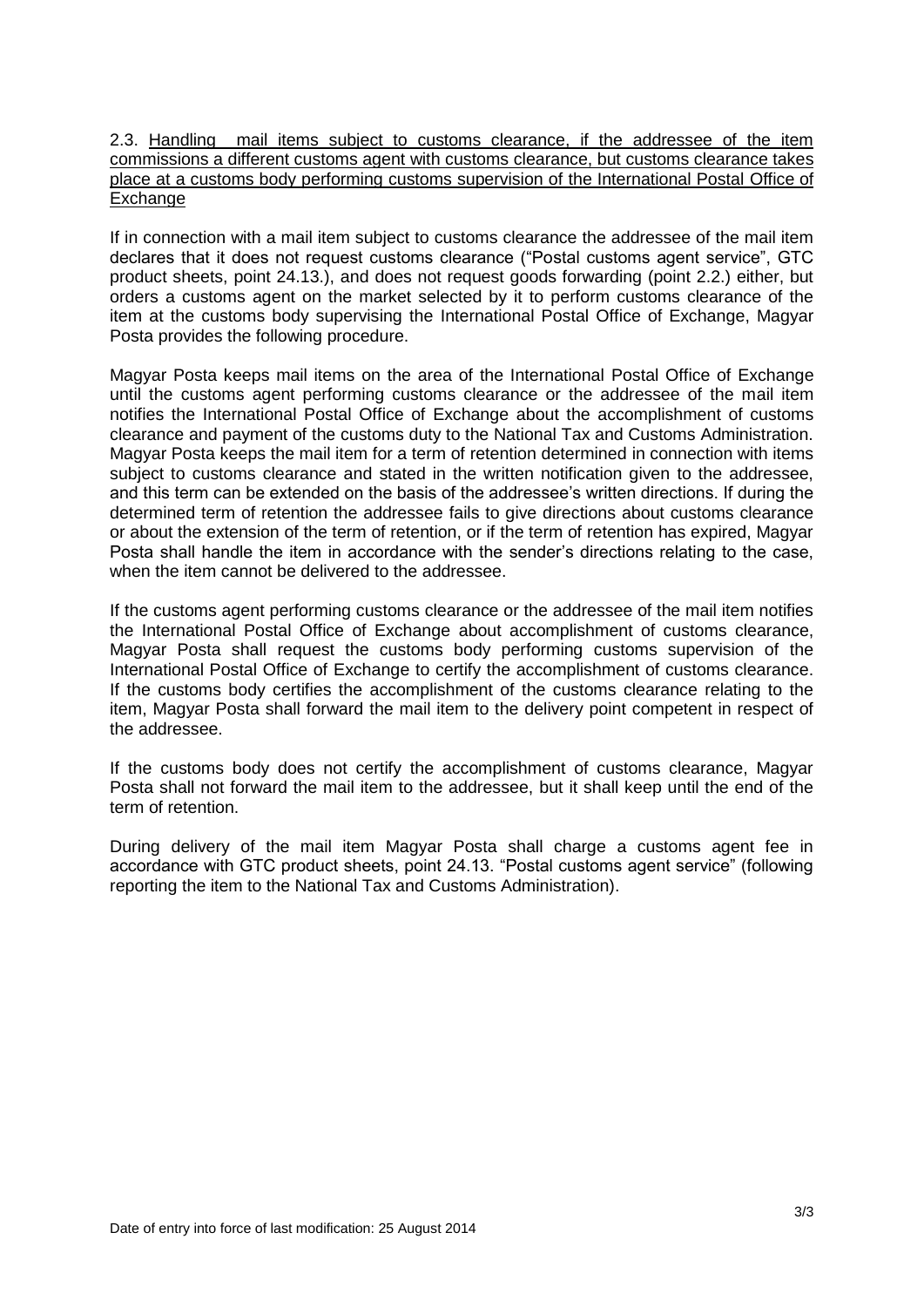### 2.3. Handling mail items subject to customs clearance, if the addressee of the item commissions a different customs agent with customs clearance, but customs clearance takes place at a customs body performing customs supervision of the International Postal Office of Exchange

If in connection with a mail item subject to customs clearance the addressee of the mail item declares that it does not request customs clearance ("Postal customs agent service", GTC product sheets, point 24.13.), and does not request goods forwarding (point 2.2.) either, but orders a customs agent on the market selected by it to perform customs clearance of the item at the customs body supervising the International Postal Office of Exchange, Magyar Posta provides the following procedure.

Magyar Posta keeps mail items on the area of the International Postal Office of Exchange until the customs agent performing customs clearance or the addressee of the mail item notifies the International Postal Office of Exchange about the accomplishment of customs clearance and payment of the customs duty to the National Tax and Customs Administration. Magyar Posta keeps the mail item for a term of retention determined in connection with items subject to customs clearance and stated in the written notification given to the addressee, and this term can be extended on the basis of the addressee's written directions. If during the determined term of retention the addressee fails to give directions about customs clearance or about the extension of the term of retention, or if the term of retention has expired, Magyar Posta shall handle the item in accordance with the sender's directions relating to the case, when the item cannot be delivered to the addressee.

If the customs agent performing customs clearance or the addressee of the mail item notifies the International Postal Office of Exchange about accomplishment of customs clearance, Magyar Posta shall request the customs body performing customs supervision of the International Postal Office of Exchange to certify the accomplishment of customs clearance. If the customs body certifies the accomplishment of the customs clearance relating to the item, Magyar Posta shall forward the mail item to the delivery point competent in respect of the addressee.

If the customs body does not certify the accomplishment of customs clearance, Magyar Posta shall not forward the mail item to the addressee, but it shall keep until the end of the term of retention.

During delivery of the mail item Magyar Posta shall charge a customs agent fee in accordance with GTC product sheets, point 24.13. "Postal customs agent service" (following reporting the item to the National Tax and Customs Administration).

Date of entry into force of last modification: 25 August 2014